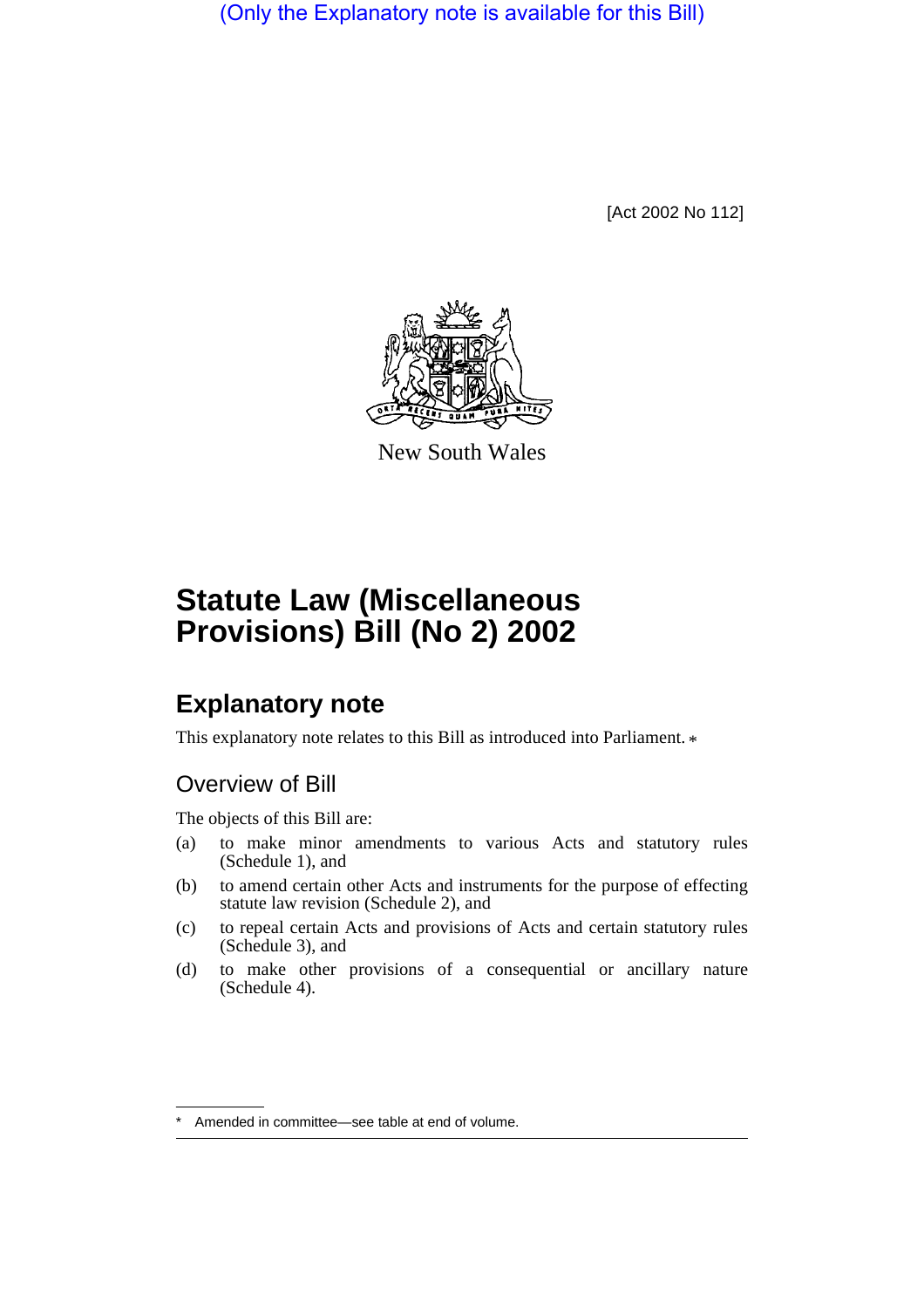(Only the Explanatory note is available for this Bill)

[Act 2002 No 112]

New South Wales

# Statute Law (Miscellaneous Provisions) Bill (No 2) 2002

## Explanatory note

This explanatory note relates to this Bill as introduced into Parliament. *

### Overview of Bill

The objects of this Bill are:

(a) to make minor amendments to various Acts and statutory rules (Schedule 1), and

(b) to amend certain other Acts and instruments for the purpose of effecting statute law revision (Schedule 2), and

(c) to repeal certain Acts and provisions of Acts and certain statutory rules (Schedule 3), and

(d) to make other provisions of a consequential or ancillary nature (Schedule 4).

* Amended in committee—see table at end of volume.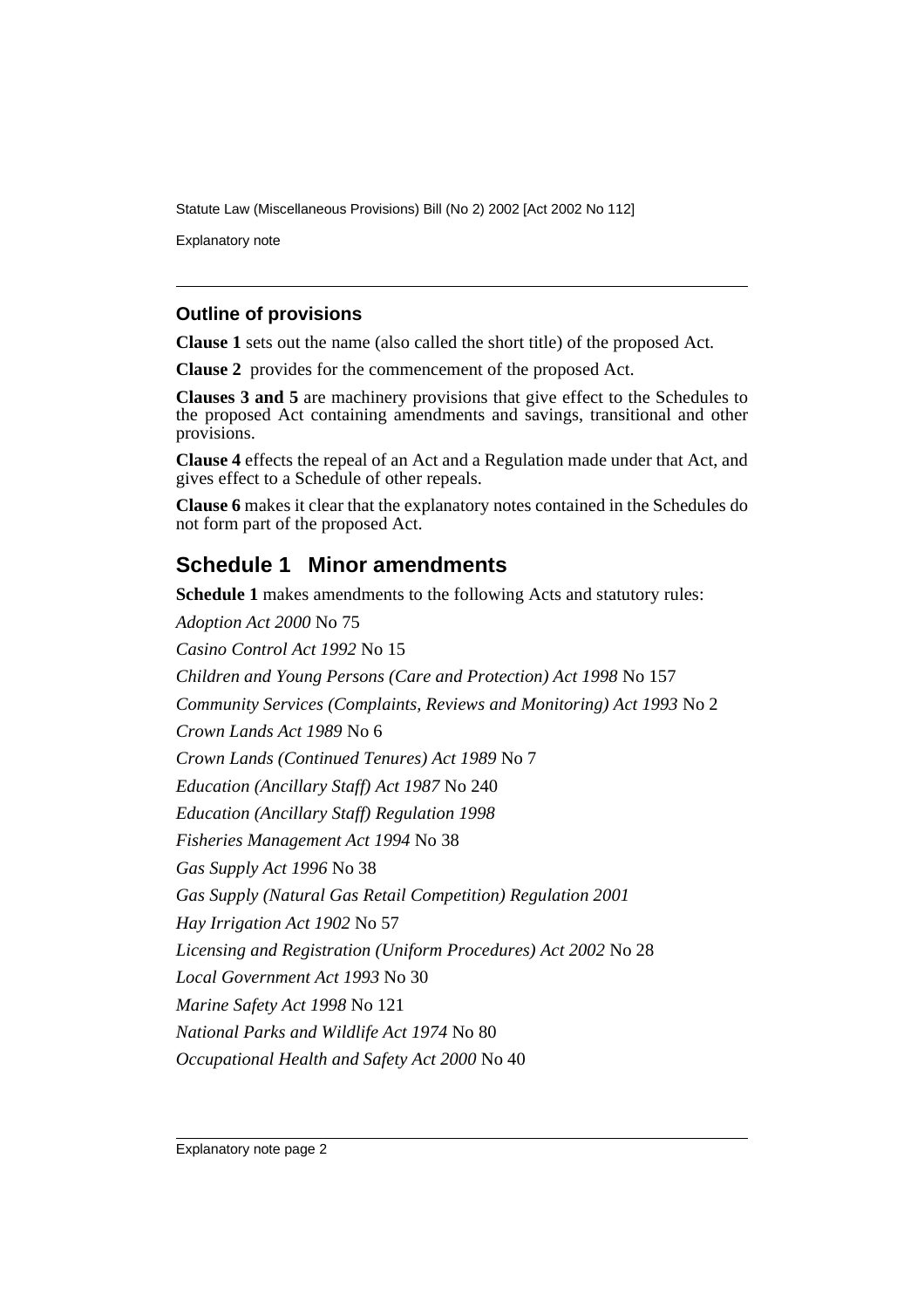### Outline of provisions

**Clause 1** sets out the name (also called the short title) of the proposed Act.

**Clause 2** provides for the commencement of the proposed Act.

**Clauses 3 and 5** are machinery provisions that give effect to the Schedules to the proposed Act containing amendments and savings, transitional and other provisions.

**Clause 4** effects the repeal of an Act and a Regulation made under that Act, and gives effect to a Schedule of other repeals.

**Clause 6** makes it clear that the explanatory notes contained in the Schedules do not form part of the proposed Act.

## Schedule 1 Minor amendments

**Schedule 1** makes amendments to the following Acts and statutory rules:

*Adoption Act 2000* No 75

*Casino Control Act 1992* No 15

*Children and Young Persons (Care and Protection) Act 1998* No 157

*Community Services (Complaints, Reviews and Monitoring) Act 1993* No 2

*Crown Lands Act 1989* No 6

*Crown Lands (Continued Tenures) Act 1989* No 7

*Education (Ancillary Staff) Act 1987* No 240

*Education (Ancillary Staff) Regulation 1998*

*Fisheries Management Act 1994* No 38

*Gas Supply Act 1996* No 38

*Gas Supply (Natural Gas Retail Competition) Regulation 2001*

*Hay Irrigation Act 1902* No 57

*Licensing and Registration (Uniform Procedures) Act 2002* No 28

*Local Government Act 1993* No 30

*Marine Safety Act 1998* No 121

*National Parks and Wildlife Act 1974* No 80

*Occupational Health and Safety Act 2000* No 40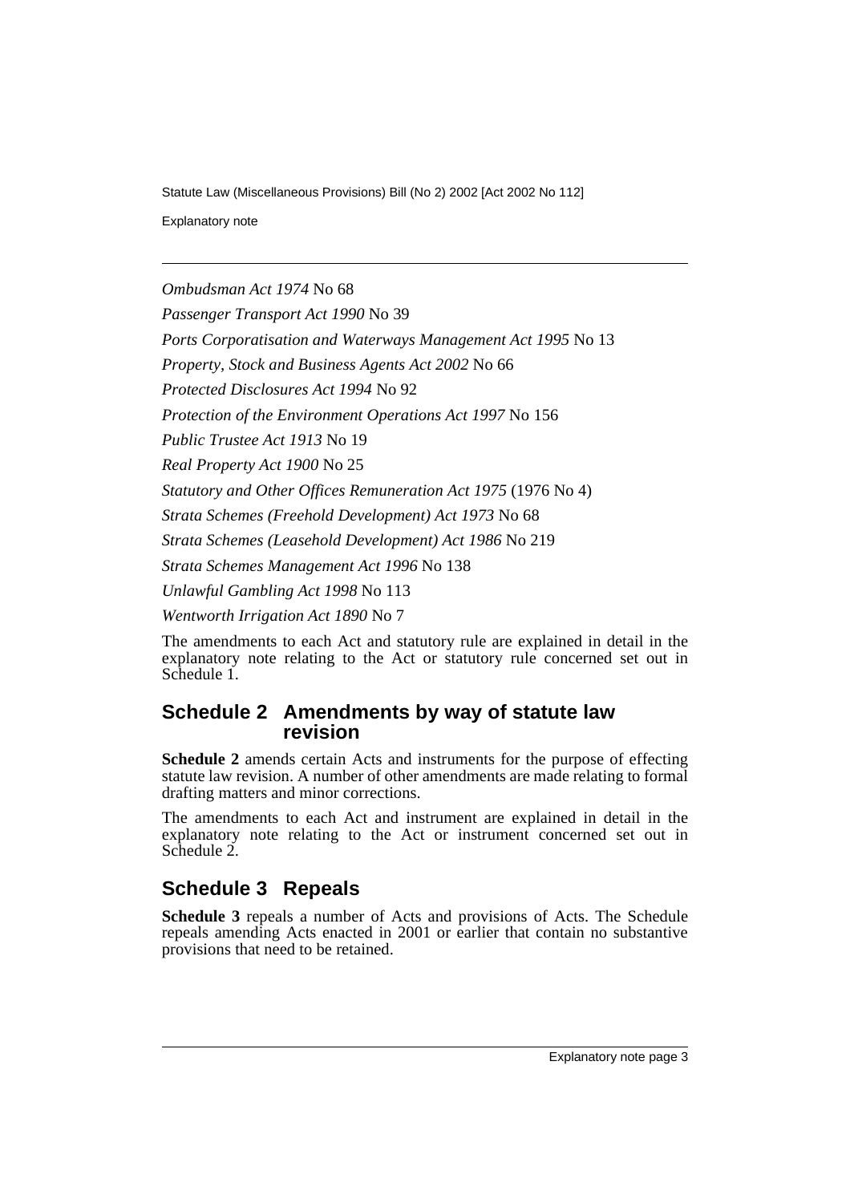*Ombudsman Act 1974* No 68

*Passenger Transport Act 1990* No 39

*Ports Corporatisation and Waterways Management Act 1995* No 13

*Property, Stock and Business Agents Act 2002* No 66

*Protected Disclosures Act 1994* No 92

*Protection of the Environment Operations Act 1997* No 156

*Public Trustee Act 1913* No 19

*Real Property Act 1900* No 25

*Statutory and Other Offices Remuneration Act 1975* (1976 No 4)

*Strata Schemes (Freehold Development) Act 1973* No 68

*Strata Schemes (Leasehold Development) Act 1986* No 219

*Strata Schemes Management Act 1996* No 138

*Unlawful Gambling Act 1998* No 113

*Wentworth Irrigation Act 1890* No 7

The amendments to each Act and statutory rule are explained in detail in the explanatory note relating to the Act or statutory rule concerned set out in Schedule 1.

## Schedule 2 Amendments by way of statute law revision

**Schedule 2** amends certain Acts and instruments for the purpose of effecting statute law revision. A number of other amendments are made relating to formal drafting matters and minor corrections.

The amendments to each Act and instrument are explained in detail in the explanatory note relating to the Act or instrument concerned set out in Schedule 2.

## Schedule 3 Repeals

**Schedule 3** repeals a number of Acts and provisions of Acts. The Schedule repeals amending Acts enacted in 2001 or earlier that contain no substantive provisions that need to be retained.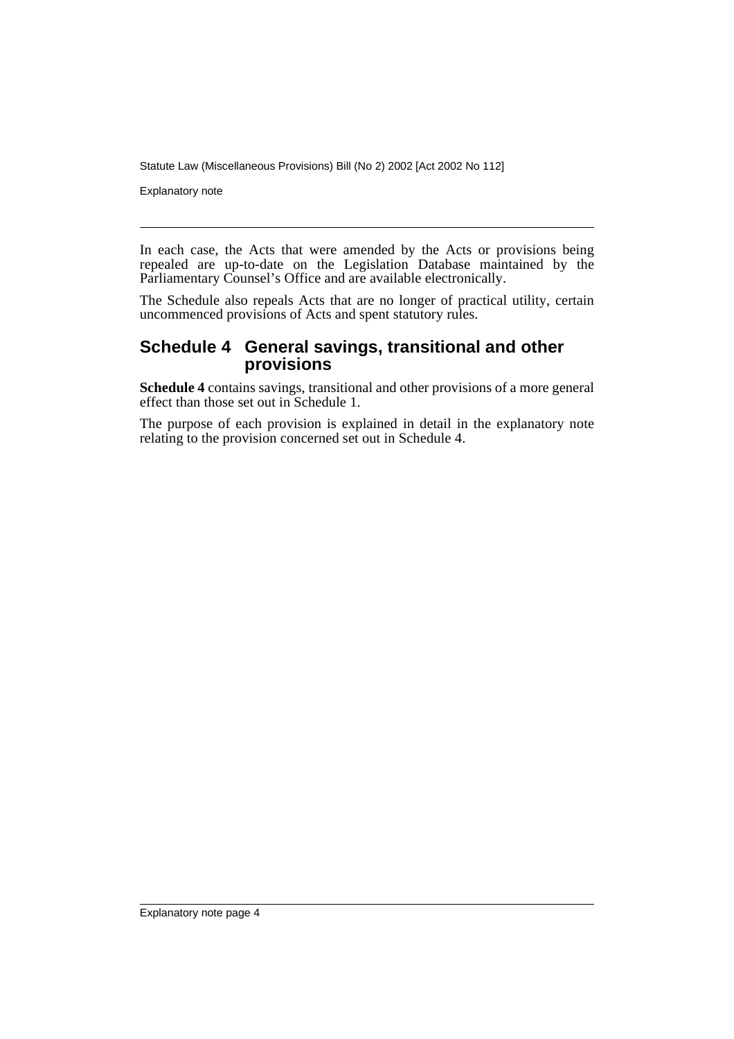In each case, the Acts that were amended by the Acts or provisions being repealed are up-to-date on the Legislation Database maintained by the Parliamentary Counsel's Office and are available electronically.

The Schedule also repeals Acts that are no longer of practical utility, certain uncommenced provisions of Acts and spent statutory rules.

## Schedule 4 General savings, transitional and other provisions

**Schedule 4** contains savings, transitional and other provisions of a more general effect than those set out in Schedule 1.

The purpose of each provision is explained in detail in the explanatory note relating to the provision concerned set out in Schedule 4.